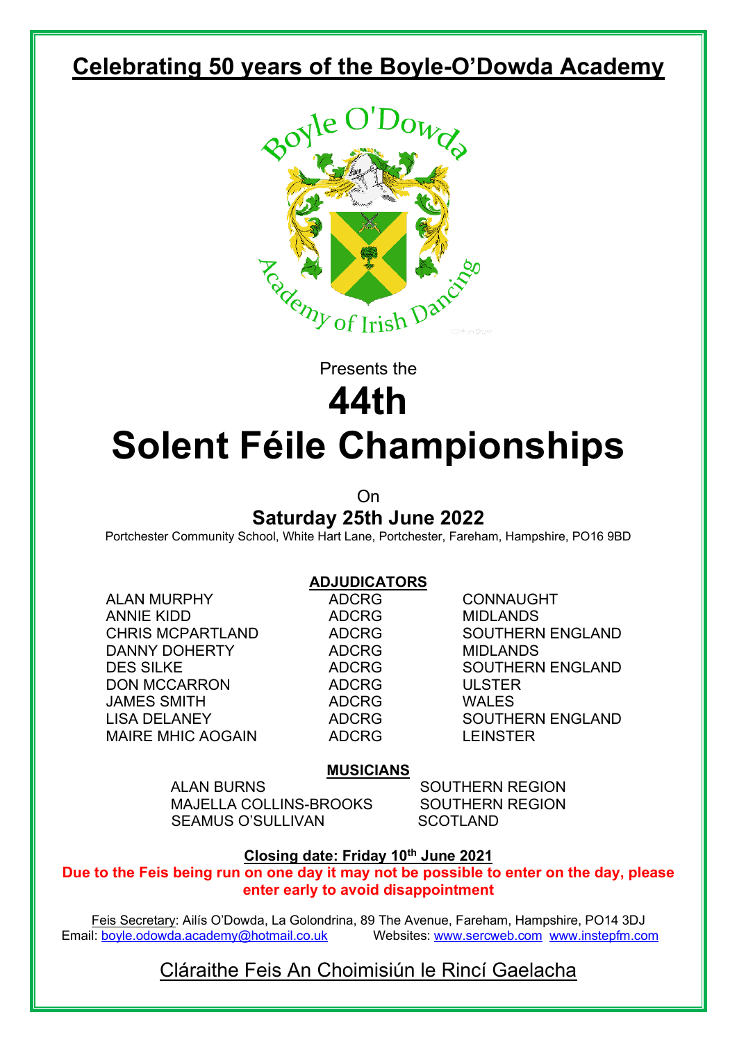# Celebrating 50 years of the Boyle-O'Dowda Academy

Boyle O'Dowda

Academy of Irish Dancing

Presents the

# 44th

# Solent Féile Championships

On

**Saturday 25th June 2022**

Portchester Community School, White Hart Lane, Portchester, Fareham, Hampshire, PO16 9BD

**ADJUDICATORS**

| | | |
|---|---|---|
| ALAN MURPHY | ADCRG | CONNAUGHT |
| ANNIE KIDD | ADCRG | MIDLANDS |
| CHRIS MCPARTLAND | ADCRG | SOUTHERN ENGLAND |
| DANNY DOHERTY | ADCRG | MIDLANDS |
| DES SILKE | ADCRG | SOUTHERN ENGLAND |
| DON MCCARRON | ADCRG | ULSTER |
| JAMES SMITH | ADCRG | WALES |
| LISA DELANEY | ADCRG | SOUTHERN ENGLAND |
| MAIRE MHIC AOGAIN | ADCRG | LEINSTER |

**MUSICIANS**

| | |
|---|---|
| ALAN BURNS | SOUTHERN REGION |
| MAJELLA COLLINS-BROOKS | SOUTHERN REGION |
| SEAMUS O'SULLIVAN | SCOTLAND |

**Closing date: Friday 10th June 2021**

**Due to the Feis being run on one day it may not be possible to enter on the day, please enter early to avoid disappointment**

Feis Secretary: Ailís O'Dowda, La Golondrina, 89 The Avenue, Fareham, Hampshire, PO14 3DJ
Email: boyle.odowda.academy@hotmail.co.uk Websites: www.sercweb.com www.instepfm.com

Cláraithe Feis An Choimisiún le Rincí Gaelacha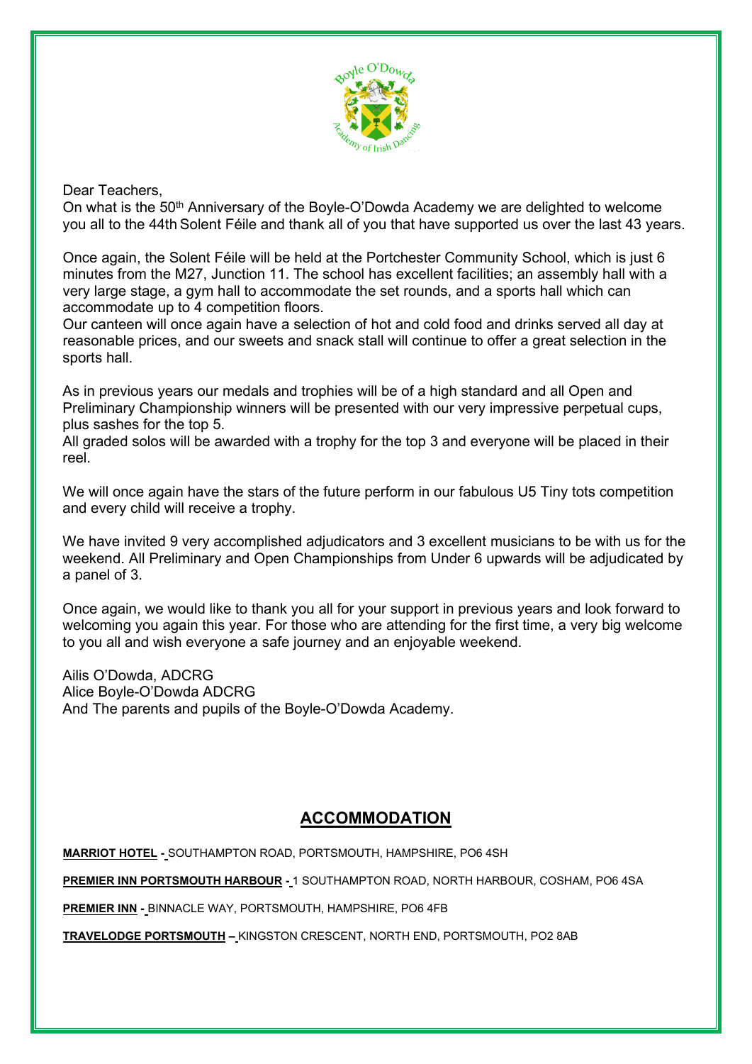Dear Teachers,

On what is the 50th Anniversary of the Boyle-O'Dowda Academy we are delighted to welcome you all to the 44th Solent Féile and thank all of you that have supported us over the last 43 years.

Once again, the Solent Féile will be held at the Portchester Community School, which is just 6 minutes from the M27, Junction 11. The school has excellent facilities; an assembly hall with a very large stage, a gym hall to accommodate the set rounds, and a sports hall which can accommodate up to 4 competition floors.

Our canteen will once again have a selection of hot and cold food and drinks served all day at reasonable prices, and our sweets and snack stall will continue to offer a great selection in the sports hall.

As in previous years our medals and trophies will be of a high standard and all Open and Preliminary Championship winners will be presented with our very impressive perpetual cups, plus sashes for the top 5.

All graded solos will be awarded with a trophy for the top 3 and everyone will be placed in their reel.

We will once again have the stars of the future perform in our fabulous U5 Tiny tots competition and every child will receive a trophy.

We have invited 9 very accomplished adjudicators and 3 excellent musicians to be with us for the weekend. All Preliminary and Open Championships from Under 6 upwards will be adjudicated by a panel of 3.

Once again, we would like to thank you all for your support in previous years and look forward to welcoming you again this year. For those who are attending for the first time, a very big welcome to you all and wish everyone a safe journey and an enjoyable weekend.

Ailis O'Dowda, ADCRG
Alice Boyle-O'Dowda ADCRG
And The parents and pupils of the Boyle-O'Dowda Academy.

## ACCOMMODATION

**MARRIOT HOTEL -** SOUTHAMPTON ROAD, PORTSMOUTH, HAMPSHIRE, PO6 4SH

**PREMIER INN PORTSMOUTH HARBOUR -** 1 SOUTHAMPTON ROAD, NORTH HARBOUR, COSHAM, PO6 4SA

**PREMIER INN -** BINNACLE WAY, PORTSMOUTH, HAMPSHIRE, PO6 4FB

**TRAVELODGE PORTSMOUTH –** KINGSTON CRESCENT, NORTH END, PORTSMOUTH, PO2 8AB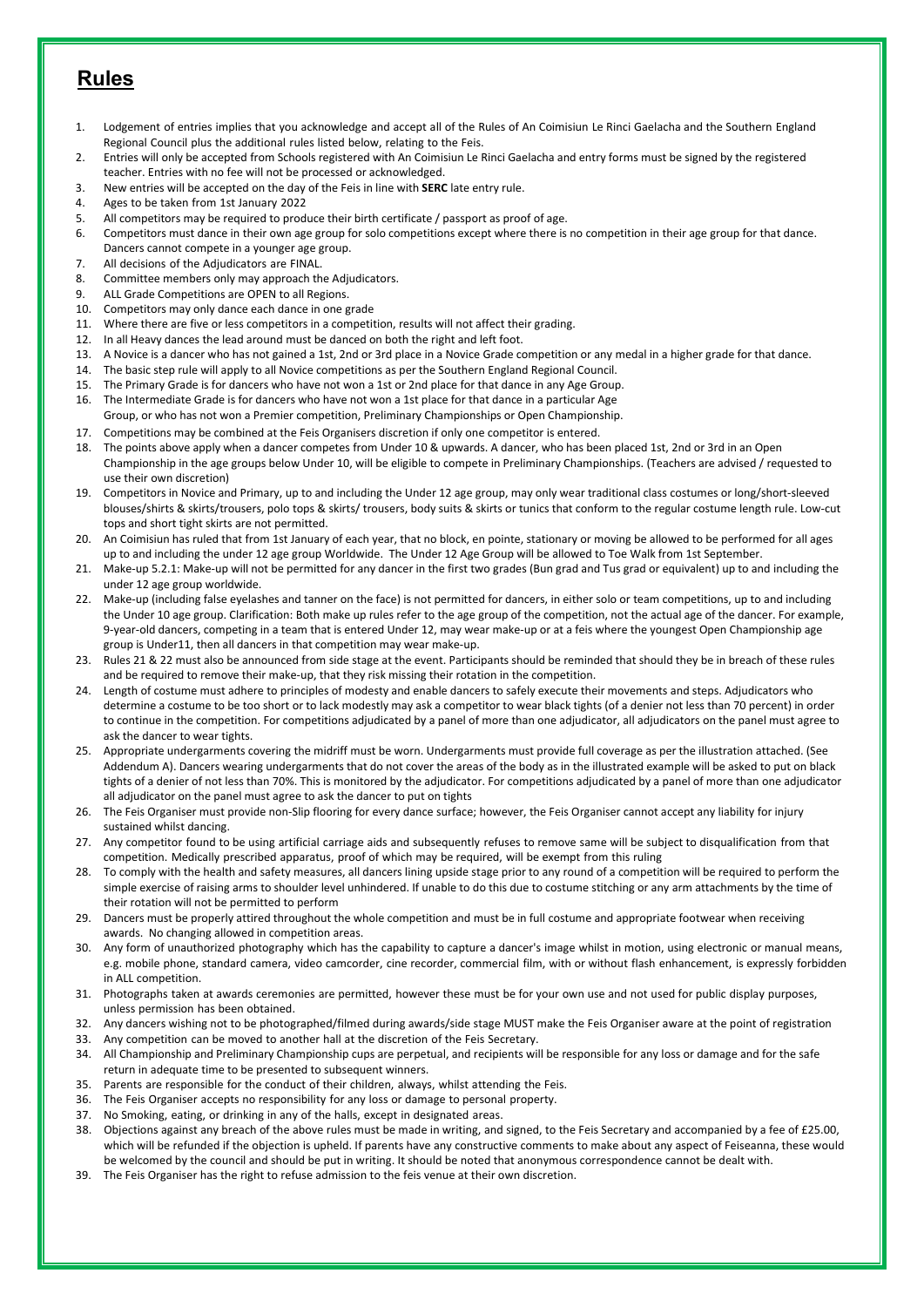# Rules

1. Lodgement of entries implies that you acknowledge and accept all of the Rules of An Coimisiun Le Rinci Gaelacha and the Southern England Regional Council plus the additional rules listed below, relating to the Feis.
2. Entries will only be accepted from Schools registered with An Coimisiun Le Rinci Gaelacha and entry forms must be signed by the registered teacher. Entries with no fee will not be processed or acknowledged.
3. New entries will be accepted on the day of the Feis in line with **SERC** late entry rule.
4. Ages to be taken from 1st January 2022
5. All competitors may be required to produce their birth certificate / passport as proof of age.
6. Competitors must dance in their own age group for solo competitions except where there is no competition in their age group for that dance. Dancers cannot compete in a younger age group.
7. All decisions of the Adjudicators are FINAL.
8. Committee members only may approach the Adjudicators.
9. ALL Grade Competitions are OPEN to all Regions.
10. Competitors may only dance each dance in one grade
11. Where there are five or less competitors in a competition, results will not affect their grading.
12. In all Heavy dances the lead around must be danced on both the right and left foot.
13. A Novice is a dancer who has not gained a 1st, 2nd or 3rd place in a Novice Grade competition or any medal in a higher grade for that dance.
14. The basic step rule will apply to all Novice competitions as per the Southern England Regional Council.
15. The Primary Grade is for dancers who have not won a 1st or 2nd place for that dance in any Age Group.
16. The Intermediate Grade is for dancers who have not won a 1st place for that dance in a particular Age Group, or who has not won a Premier competition, Preliminary Championships or Open Championship.
17. Competitions may be combined at the Feis Organisers discretion if only one competitor is entered.
18. The points above apply when a dancer competes from Under 10 & upwards. A dancer, who has been placed 1st, 2nd or 3rd in an Open Championship in the age groups below Under 10, will be eligible to compete in Preliminary Championships. (Teachers are advised / requested to use their own discretion)
19. Competitors in Novice and Primary, up to and including the Under 12 age group, may only wear traditional class costumes or long/short-sleeved blouses/shirts & skirts/trousers, polo tops & skirts/ trousers, body suits & skirts or tunics that conform to the regular costume length rule. Low-cut tops and short tight skirts are not permitted.
20. An Coimisiun has ruled that from 1st January of each year, that no block, en pointe, stationary or moving be allowed to be performed for all ages up to and including the under 12 age group Worldwide. The Under 12 Age Group will be allowed to Toe Walk from 1st September.
21. Make-up 5.2.1: Make-up will not be permitted for any dancer in the first two grades (Bun grad and Tus grad or equivalent) up to and including the under 12 age group worldwide.
22. Make-up (including false eyelashes and tanner on the face) is not permitted for dancers, in either solo or team competitions, up to and including the Under 10 age group. Clarification: Both make up rules refer to the age group of the competition, not the actual age of the dancer. For example, 9-year-old dancers, competing in a team that is entered Under 12, may wear make-up or at a feis where the youngest Open Championship age group is Under11, then all dancers in that competition may wear make-up.
23. Rules 21 & 22 must also be announced from side stage at the event. Participants should be reminded that should they be in breach of these rules and be required to remove their make-up, that they risk missing their rotation in the competition.
24. Length of costume must adhere to principles of modesty and enable dancers to safely execute their movements and steps. Adjudicators who determine a costume to be too short or to lack modestly may ask a competitor to wear black tights (of a denier not less than 70 percent) in order to continue in the competition. For competitions adjudicated by a panel of more than one adjudicator, all adjudicators on the panel must agree to ask the dancer to wear tights.
25. Appropriate undergarments covering the midriff must be worn. Undergarments must provide full coverage as per the illustration attached. (See Addendum A). Dancers wearing undergarments that do not cover the areas of the body as in the illustrated example will be asked to put on black tights of a denier of not less than 70%. This is monitored by the adjudicator. For competitions adjudicated by a panel of more than one adjudicator all adjudicator on the panel must agree to ask the dancer to put on tights
26. The Feis Organiser must provide non-Slip flooring for every dance surface; however, the Feis Organiser cannot accept any liability for injury sustained whilst dancing.
27. Any competitor found to be using artificial carriage aids and subsequently refuses to remove same will be subject to disqualification from that competition. Medically prescribed apparatus, proof of which may be required, will be exempt from this ruling
28. To comply with the health and safety measures, all dancers lining upside stage prior to any round of a competition will be required to perform the simple exercise of raising arms to shoulder level unhindered. If unable to do this due to costume stitching or any arm attachments by the time of their rotation will not be permitted to perform
29. Dancers must be properly attired throughout the whole competition and must be in full costume and appropriate footwear when receiving awards. No changing allowed in competition areas.
30. Any form of unauthorized photography which has the capability to capture a dancer's image whilst in motion, using electronic or manual means, e.g. mobile phone, standard camera, video camcorder, cine recorder, commercial film, with or without flash enhancement, is expressly forbidden in ALL competition.
31. Photographs taken at awards ceremonies are permitted, however these must be for your own use and not used for public display purposes, unless permission has been obtained.
32. Any dancers wishing not to be photographed/filmed during awards/side stage MUST make the Feis Organiser aware at the point of registration
33. Any competition can be moved to another hall at the discretion of the Feis Secretary.
34. All Championship and Preliminary Championship cups are perpetual, and recipients will be responsible for any loss or damage and for the safe return in adequate time to be presented to subsequent winners.
35. Parents are responsible for the conduct of their children, always, whilst attending the Feis.
36. The Feis Organiser accepts no responsibility for any loss or damage to personal property.
37. No Smoking, eating, or drinking in any of the halls, except in designated areas.
38. Objections against any breach of the above rules must be made in writing, and signed, to the Feis Secretary and accompanied by a fee of £25.00, which will be refunded if the objection is upheld. If parents have any constructive comments to make about any aspect of Feiseanna, these would be welcomed by the council and should be put in writing. It should be noted that anonymous correspondence cannot be dealt with.
39. The Feis Organiser has the right to refuse admission to the feis venue at their own discretion.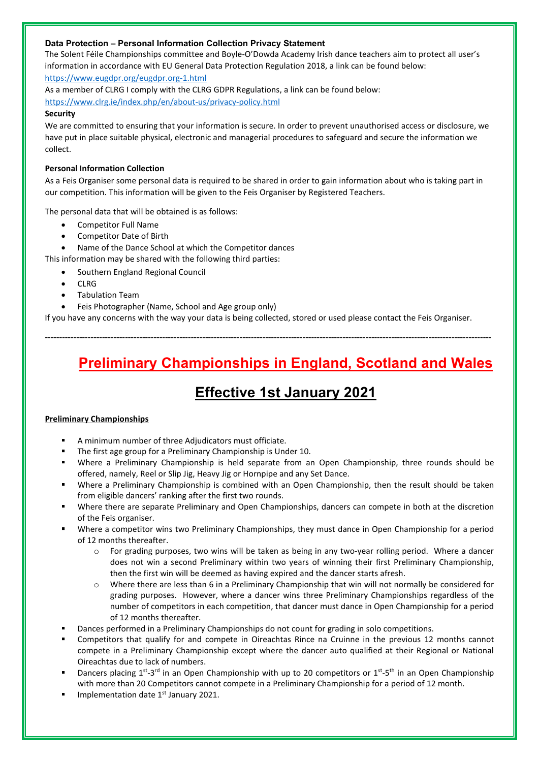**Data Protection – Personal Information Collection Privacy Statement**

The Solent Féile Championships committee and Boyle-O'Dowda Academy Irish dance teachers aim to protect all user's information in accordance with EU General Data Protection Regulation 2018, a link can be found below:

https://www.eugdpr.org/eugdpr.org-1.html

As a member of CLRG I comply with the CLRG GDPR Regulations, a link can be found below:

https://www.clrg.ie/index.php/en/about-us/privacy-policy.html

**Security**

We are committed to ensuring that your information is secure. In order to prevent unauthorised access or disclosure, we have put in place suitable physical, electronic and managerial procedures to safeguard and secure the information we collect.

**Personal Information Collection**

As a Feis Organiser some personal data is required to be shared in order to gain information about who is taking part in our competition. This information will be given to the Feis Organiser by Registered Teachers.

The personal data that will be obtained is as follows:

- Competitor Full Name
- Competitor Date of Birth
- Name of the Dance School at which the Competitor dances

This information may be shared with the following third parties:

- Southern England Regional Council
- CLRG
- Tabulation Team
- Feis Photographer (Name, School and Age group only)

If you have any concerns with the way your data is being collected, stored or used please contact the Feis Organiser.

---

# Preliminary Championships in England, Scotland and Wales

## Effective 1st January 2021

**Preliminary Championships**

- A minimum number of three Adjudicators must officiate.
- The first age group for a Preliminary Championship is Under 10.
- Where a Preliminary Championship is held separate from an Open Championship, three rounds should be offered, namely, Reel or Slip Jig, Heavy Jig or Hornpipe and any Set Dance.
- Where a Preliminary Championship is combined with an Open Championship, then the result should be taken from eligible dancers' ranking after the first two rounds.
- Where there are separate Preliminary and Open Championships, dancers can compete in both at the discretion of the Feis organiser.
- Where a competitor wins two Preliminary Championships, they must dance in Open Championship for a period of 12 months thereafter.
    - For grading purposes, two wins will be taken as being in any two-year rolling period. Where a dancer does not win a second Preliminary within two years of winning their first Preliminary Championship, then the first win will be deemed as having expired and the dancer starts afresh.
    - Where there are less than 6 in a Preliminary Championship that win will not normally be considered for grading purposes. However, where a dancer wins three Preliminary Championships regardless of the number of competitors in each competition, that dancer must dance in Open Championship for a period of 12 months thereafter.
- Dances performed in a Preliminary Championships do not count for grading in solo competitions.
- Competitors that qualify for and compete in Oireachtas Rince na Cruinne in the previous 12 months cannot compete in a Preliminary Championship except where the dancer auto qualified at their Regional or National Oireachtas due to lack of numbers.
- Dancers placing 1st-3rd in an Open Championship with up to 20 competitors or 1st-5th in an Open Championship with more than 20 Competitors cannot compete in a Preliminary Championship for a period of 12 month.
- Implementation date 1st January 2021.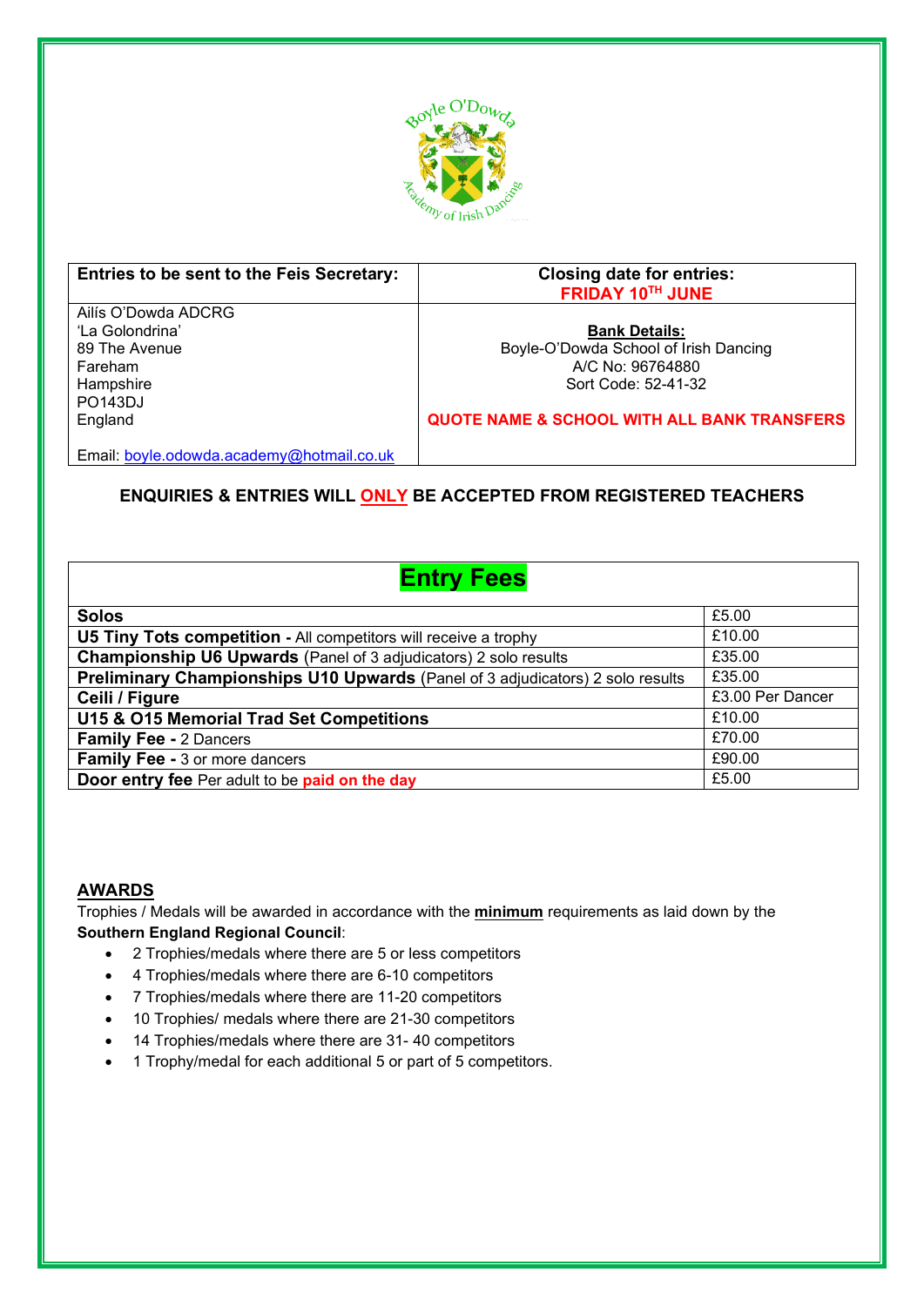| Entries to be sent to the Feis Secretary: | Closing date for entries: **FRIDAY 10TH JUNE** |
|---|---|
| Ailís O'Dowda ADCRG<br>'La Golondrina'<br>89 The Avenue<br>Fareham<br>Hampshire<br>PO143DJ<br>England<br><br>Email: boyle.odowda.academy@hotmail.co.uk | **Bank Details:**<br>Boyle-O'Dowda School of Irish Dancing<br>A/C No: 96764880<br>Sort Code: 52-41-32<br><br>**QUOTE NAME & SCHOOL WITH ALL BANK TRANSFERS** |

**ENQUIRIES & ENTRIES WILL ONLY BE ACCEPTED FROM REGISTERED TEACHERS**

| Entry Fees | |
|---|---|
| **Solos** | £5.00 |
| **U5 Tiny Tots competition -** All competitors will receive a trophy | £10.00 |
| **Championship U6 Upwards** (Panel of 3 adjudicators) 2 solo results | £35.00 |
| **Preliminary Championships U10 Upwards** (Panel of 3 adjudicators) 2 solo results | £35.00 |
| **Ceili / Figure** | £3.00 Per Dancer |
| **U15 & O15 Memorial Trad Set Competitions** | £10.00 |
| **Family Fee -** 2 Dancers | £70.00 |
| **Family Fee -** 3 or more dancers | £90.00 |
| **Door entry fee** Per adult to be **paid on the day** | £5.00 |

## AWARDS

Trophies / Medals will be awarded in accordance with the **minimum** requirements as laid down by the **Southern England Regional Council**:

- 2 Trophies/medals where there are 5 or less competitors
- 4 Trophies/medals where there are 6-10 competitors
- 7 Trophies/medals where there are 11-20 competitors
- 10 Trophies/ medals where there are 21-30 competitors
- 14 Trophies/medals where there are 31- 40 competitors
- 1 Trophy/medal for each additional 5 or part of 5 competitors.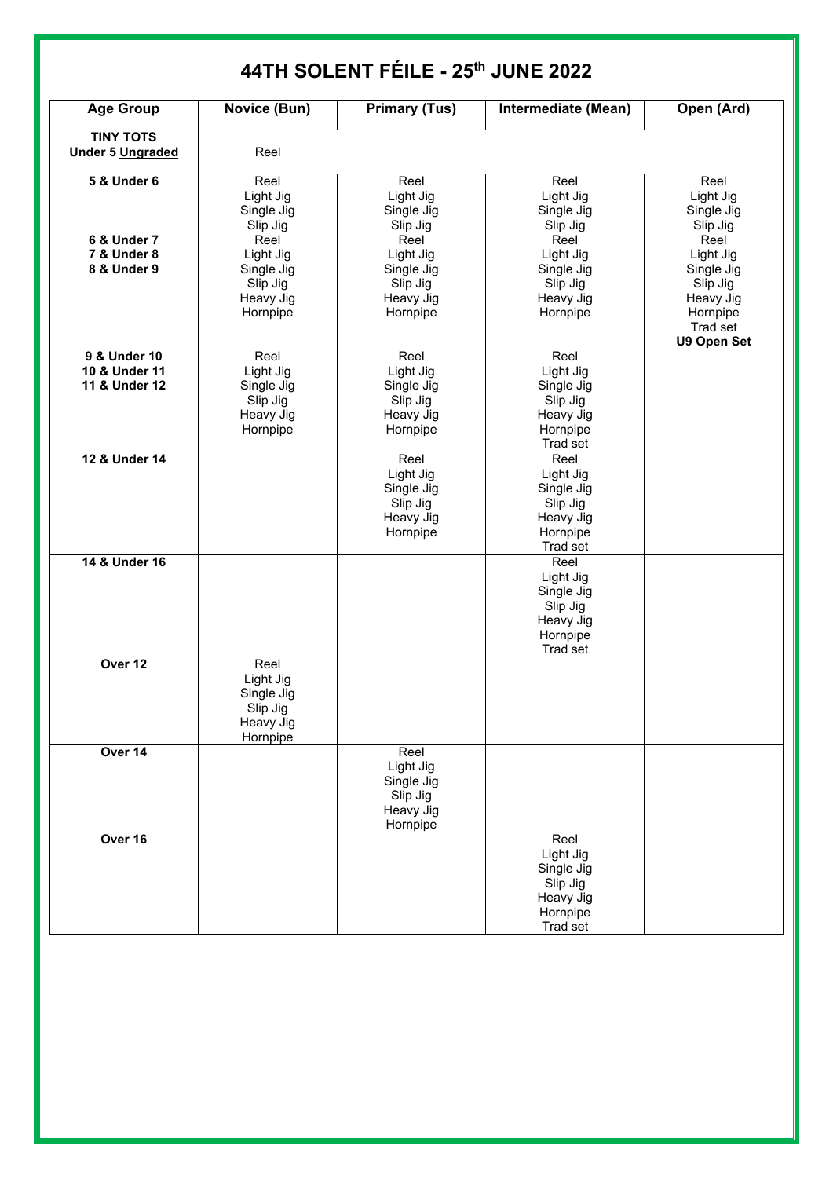# 44TH SOLENT FÉILE - 25th JUNE 2022

| Age Group | Novice (Bun) | Primary (Tus) | Intermediate (Mean) | Open (Ard) |
|---|---|---|---|---|
| **TINY TOTS**<br>**Under 5 Ungraded** | Reel | | | |
| **5 & Under 6** | Reel<br>Light Jig<br>Single Jig<br>Slip Jig | Reel<br>Light Jig<br>Single Jig<br>Slip Jig | Reel<br>Light Jig<br>Single Jig<br>Slip Jig | Reel<br>Light Jig<br>Single Jig<br>Slip Jig |
| **6 & Under 7**<br>**7 & Under 8**<br>**8 & Under 9** | Reel<br>Light Jig<br>Single Jig<br>Slip Jig<br>Heavy Jig<br>Hornpipe | Reel<br>Light Jig<br>Single Jig<br>Slip Jig<br>Heavy Jig<br>Hornpipe | Reel<br>Light Jig<br>Single Jig<br>Slip Jig<br>Heavy Jig<br>Hornpipe | Reel<br>Light Jig<br>Single Jig<br>Slip Jig<br>Heavy Jig<br>Hornpipe<br>Trad set<br>**U9 Open Set** |
| **9 & Under 10**<br>**10 & Under 11**<br>**11 & Under 12** | Reel<br>Light Jig<br>Single Jig<br>Slip Jig<br>Heavy Jig<br>Hornpipe | Reel<br>Light Jig<br>Single Jig<br>Slip Jig<br>Heavy Jig<br>Hornpipe | Reel<br>Light Jig<br>Single Jig<br>Slip Jig<br>Heavy Jig<br>Hornpipe<br>Trad set | |
| **12 & Under 14** | | Reel<br>Light Jig<br>Single Jig<br>Slip Jig<br>Heavy Jig<br>Hornpipe | Reel<br>Light Jig<br>Single Jig<br>Slip Jig<br>Heavy Jig<br>Hornpipe<br>Trad set | |
| **14 & Under 16** | | | Reel<br>Light Jig<br>Single Jig<br>Slip Jig<br>Heavy Jig<br>Hornpipe<br>Trad set | |
| **Over 12** | Reel<br>Light Jig<br>Single Jig<br>Slip Jig<br>Heavy Jig<br>Hornpipe | | | |
| **Over 14** | | Reel<br>Light Jig<br>Single Jig<br>Slip Jig<br>Heavy Jig<br>Hornpipe | | |
| **Over 16** | | | Reel<br>Light Jig<br>Single Jig<br>Slip Jig<br>Heavy Jig<br>Hornpipe<br>Trad set | |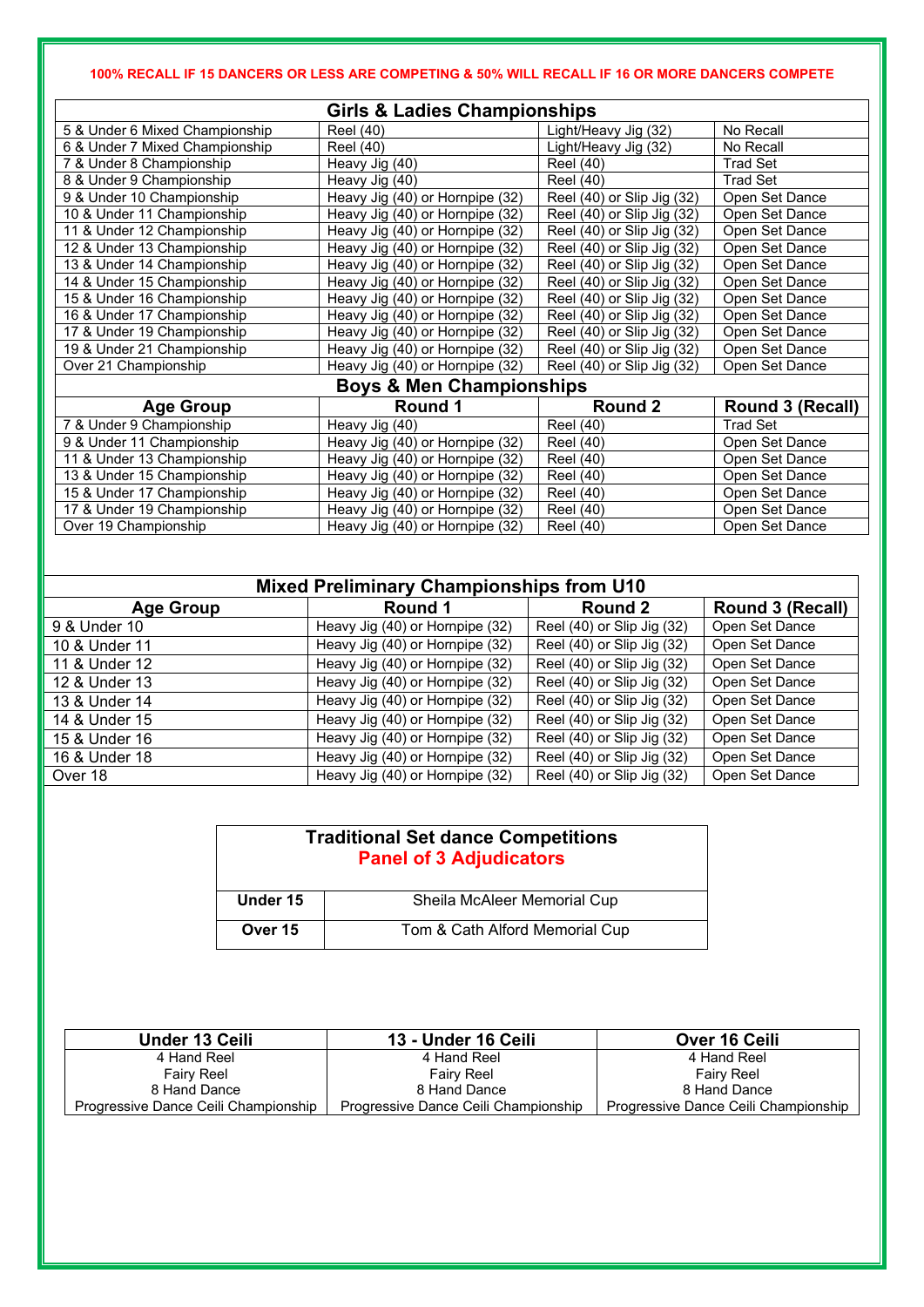**100% RECALL IF 15 DANCERS OR LESS ARE COMPETING & 50% WILL RECALL IF 16 OR MORE DANCERS COMPETE**

| Girls & Ladies Championships | | | |
|---|---|---|---|
| 5 & Under 6 Mixed Championship | Reel (40) | Light/Heavy Jig (32) | No Recall |
| 6 & Under 7 Mixed Championship | Reel (40) | Light/Heavy Jig (32) | No Recall |
| 7 & Under 8 Championship | Heavy Jig (40) | Reel (40) | Trad Set |
| 8 & Under 9 Championship | Heavy Jig (40) | Reel (40) | Trad Set |
| 9 & Under 10 Championship | Heavy Jig (40) or Hornpipe (32) | Reel (40) or Slip Jig (32) | Open Set Dance |
| 10 & Under 11 Championship | Heavy Jig (40) or Hornpipe (32) | Reel (40) or Slip Jig (32) | Open Set Dance |
| 11 & Under 12 Championship | Heavy Jig (40) or Hornpipe (32) | Reel (40) or Slip Jig (32) | Open Set Dance |
| 12 & Under 13 Championship | Heavy Jig (40) or Hornpipe (32) | Reel (40) or Slip Jig (32) | Open Set Dance |
| 13 & Under 14 Championship | Heavy Jig (40) or Hornpipe (32) | Reel (40) or Slip Jig (32) | Open Set Dance |
| 14 & Under 15 Championship | Heavy Jig (40) or Hornpipe (32) | Reel (40) or Slip Jig (32) | Open Set Dance |
| 15 & Under 16 Championship | Heavy Jig (40) or Hornpipe (32) | Reel (40) or Slip Jig (32) | Open Set Dance |
| 16 & Under 17 Championship | Heavy Jig (40) or Hornpipe (32) | Reel (40) or Slip Jig (32) | Open Set Dance |
| 17 & Under 19 Championship | Heavy Jig (40) or Hornpipe (32) | Reel (40) or Slip Jig (32) | Open Set Dance |
| 19 & Under 21 Championship | Heavy Jig (40) or Hornpipe (32) | Reel (40) or Slip Jig (32) | Open Set Dance |
| Over 21 Championship | Heavy Jig (40) or Hornpipe (32) | Reel (40) or Slip Jig (32) | Open Set Dance |

| Boys & Men Championships | | | |
|---|---|---|---|
| **Age Group** | **Round 1** | **Round 2** | **Round 3 (Recall)** |
| 7 & Under 9 Championship | Heavy Jig (40) | Reel (40) | Trad Set |
| 9 & Under 11 Championship | Heavy Jig (40) or Hornpipe (32) | Reel (40) | Open Set Dance |
| 11 & Under 13 Championship | Heavy Jig (40) or Hornpipe (32) | Reel (40) | Open Set Dance |
| 13 & Under 15 Championship | Heavy Jig (40) or Hornpipe (32) | Reel (40) | Open Set Dance |
| 15 & Under 17 Championship | Heavy Jig (40) or Hornpipe (32) | Reel (40) | Open Set Dance |
| 17 & Under 19 Championship | Heavy Jig (40) or Hornpipe (32) | Reel (40) | Open Set Dance |
| Over 19 Championship | Heavy Jig (40) or Hornpipe (32) | Reel (40) | Open Set Dance |

| Mixed Preliminary Championships from U10 | | | |
|---|---|---|---|
| **Age Group** | **Round 1** | **Round 2** | **Round 3 (Recall)** |
| 9 & Under 10 | Heavy Jig (40) or Hornpipe (32) | Reel (40) or Slip Jig (32) | Open Set Dance |
| 10 & Under 11 | Heavy Jig (40) or Hornpipe (32) | Reel (40) or Slip Jig (32) | Open Set Dance |
| 11 & Under 12 | Heavy Jig (40) or Hornpipe (32) | Reel (40) or Slip Jig (32) | Open Set Dance |
| 12 & Under 13 | Heavy Jig (40) or Hornpipe (32) | Reel (40) or Slip Jig (32) | Open Set Dance |
| 13 & Under 14 | Heavy Jig (40) or Hornpipe (32) | Reel (40) or Slip Jig (32) | Open Set Dance |
| 14 & Under 15 | Heavy Jig (40) or Hornpipe (32) | Reel (40) or Slip Jig (32) | Open Set Dance |
| 15 & Under 16 | Heavy Jig (40) or Hornpipe (32) | Reel (40) or Slip Jig (32) | Open Set Dance |
| 16 & Under 18 | Heavy Jig (40) or Hornpipe (32) | Reel (40) or Slip Jig (32) | Open Set Dance |
| Over 18 | Heavy Jig (40) or Hornpipe (32) | Reel (40) or Slip Jig (32) | Open Set Dance |

| Traditional Set dance Competitions<br>Panel of 3 Adjudicators | |
|---|---|
| **Under 15** | Sheila McAleer Memorial Cup |
| **Over 15** | Tom & Cath Alford Memorial Cup |

| Under 13 Ceili | 13 - Under 16 Ceili | Over 16 Ceili |
|---|---|---|
| 4 Hand Reel | 4 Hand Reel | 4 Hand Reel |
| Fairy Reel | Fairy Reel | Fairy Reel |
| 8 Hand Dance | 8 Hand Dance | 8 Hand Dance |
| Progressive Dance Ceili Championship | Progressive Dance Ceili Championship | Progressive Dance Ceili Championship |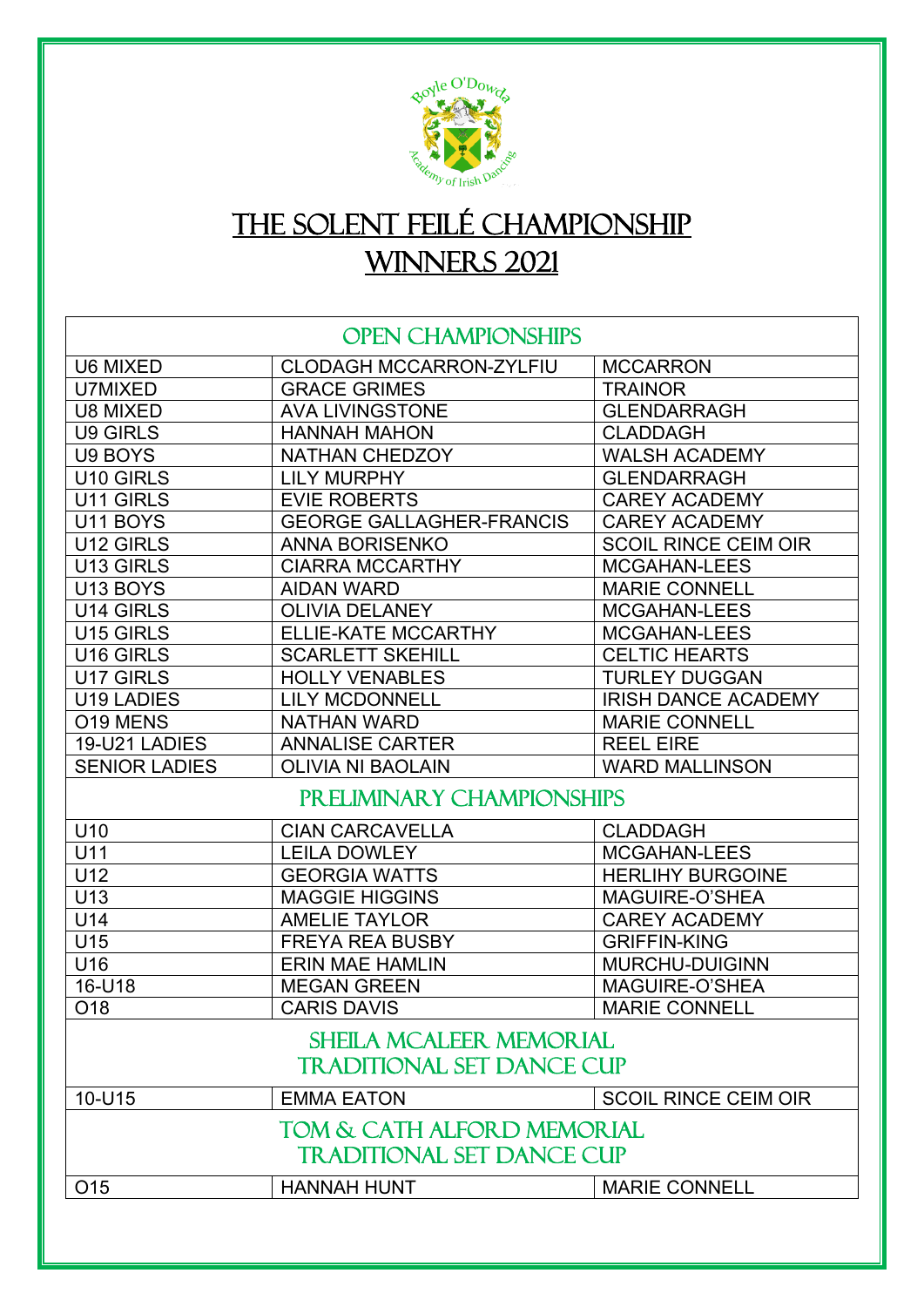# THE SOLENT FEILÉ CHAMPIONSHIP WINNERS 2021

| | | |
|---|---|---|
| **OPEN CHAMPIONSHIPS** | | |
| U6 MIXED | CLODAGH MCCARRON-ZYLFIU | MCCARRON |
| U7MIXED | GRACE GRIMES | TRAINOR |
| U8 MIXED | AVA LIVINGSTONE | GLENDARRAGH |
| U9 GIRLS | HANNAH MAHON | CLADDAGH |
| U9 BOYS | NATHAN CHEDZOY | WALSH ACADEMY |
| U10 GIRLS | LILY MURPHY | GLENDARRAGH |
| U11 GIRLS | EVIE ROBERTS | CAREY ACADEMY |
| U11 BOYS | GEORGE GALLAGHER-FRANCIS | CAREY ACADEMY |
| U12 GIRLS | ANNA BORISENKO | SCOIL RINCE CEIM OIR |
| U13 GIRLS | CIARRA MCCARTHY | MCGAHAN-LEES |
| U13 BOYS | AIDAN WARD | MARIE CONNELL |
| U14 GIRLS | OLIVIA DELANEY | MCGAHAN-LEES |
| U15 GIRLS | ELLIE-KATE MCCARTHY | MCGAHAN-LEES |
| U16 GIRLS | SCARLETT SKEHILL | CELTIC HEARTS |
| U17 GIRLS | HOLLY VENABLES | TURLEY DUGGAN |
| U19 LADIES | LILY MCDONNELL | IRISH DANCE ACADEMY |
| O19 MENS | NATHAN WARD | MARIE CONNELL |
| 19-U21 LADIES | ANNALISE CARTER | REEL EIRE |
| SENIOR LADIES | OLIVIA NI BAOLAIN | WARD MALLINSON |
| **PRELIMINARY CHAMPIONSHIPS** | | |
| U10 | CIAN CARCAVELLA | CLADDAGH |
| U11 | LEILA DOWLEY | MCGAHAN-LEES |
| U12 | GEORGIA WATTS | HERLIHY BURGOINE |
| U13 | MAGGIE HIGGINS | MAGUIRE-O'SHEA |
| U14 | AMELIE TAYLOR | CAREY ACADEMY |
| U15 | FREYA REA BUSBY | GRIFFIN-KING |
| U16 | ERIN MAE HAMLIN | MURCHU-DUIGINN |
| 16-U18 | MEGAN GREEN | MAGUIRE-O'SHEA |
| O18 | CARIS DAVIS | MARIE CONNELL |
| **SHEILA MCALEER MEMORIAL TRADITIONAL SET DANCE CUP** | | |
| 10-U15 | EMMA EATON | SCOIL RINCE CEIM OIR |
| **TOM & CATH ALFORD MEMORIAL TRADITIONAL SET DANCE CUP** | | |
| O15 | HANNAH HUNT | MARIE CONNELL |